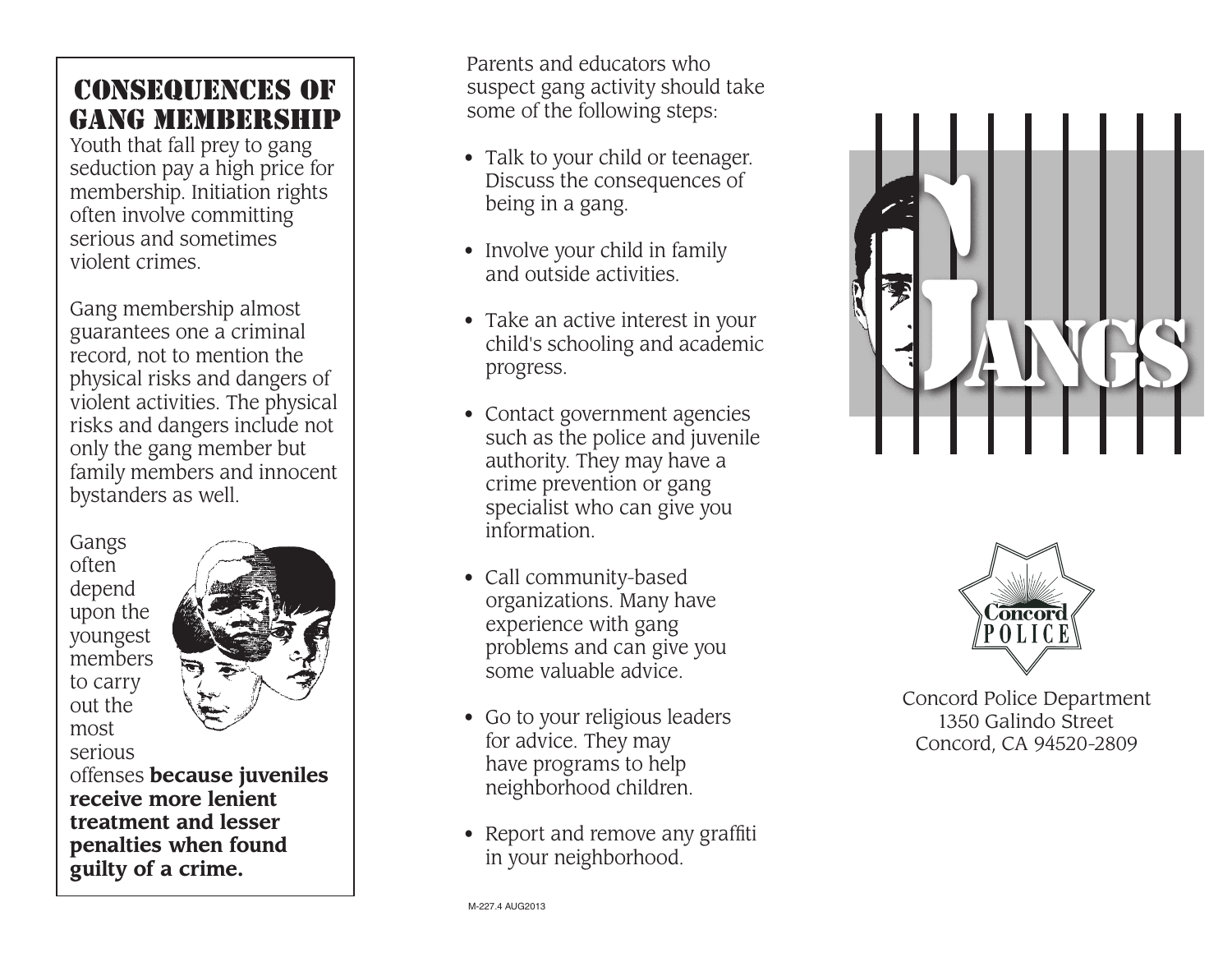## Consequences of Gang Membership

Youth that fall prey to gang seduction pay a high price for membership. Initiation rights often involve committing serious and sometimes violent crimes.

Gang membership almost guarantees one a criminal record, not to mention the physical risks and dangers of violent activities. The physical risks and dangers include not only the gang member but family members and innocent bystanders as well.

Gangs often depend upon the youngest members to carry out the most serious offenses **because juveniles receive more lenient treatment and lesser penalties when found guilty of a crime.**

Parents and educators who suspect gang activity should take some of the following steps:

- Talk to your child or teenager. Discuss the consequences of being in a gang.
- Involve your child in family and outside activities.
- Take an active interest in your child's schooling and academic progress.
- Contact government agencies such as the police and juvenile authority. They may have a crime prevention or gang specialist who can give you information.
- Call community-based organizations. Many have experience with gang problems and can give you some valuable advice.
- Go to your religious leaders for advice. They may have programs to help neighborhood children.
- Report and remove any graffiti in your neighborhood.

M-227.4 AUG2013

# Gangs

Concord Police

Concord Police Department
1350 Galindo Street
Concord, CA 94520-2809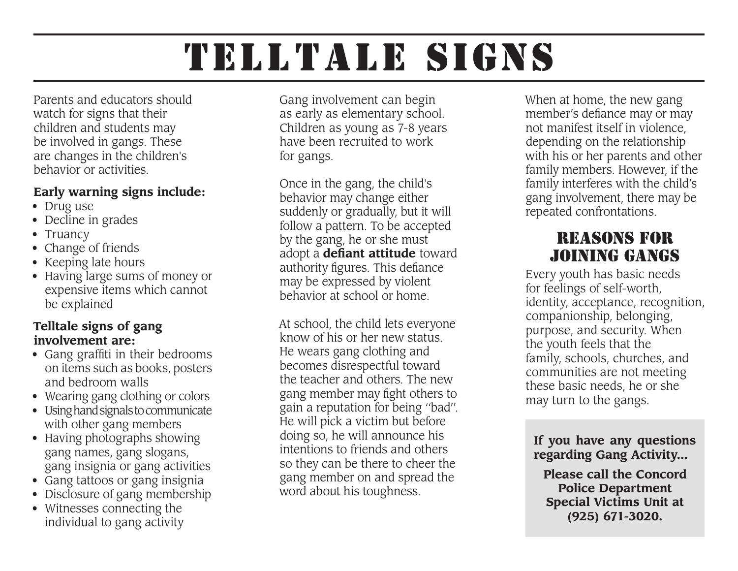# TELLTALE SIGNS

Parents and educators should watch for signs that their children and students may be involved in gangs. These are changes in the children's behavior or activities.

**Early warning signs include:**

- Drug use
- Decline in grades
- Truancy
- Change of friends
- Keeping late hours
- Having large sums of money or expensive items which cannot be explained

**Telltale signs of gang involvement are:**

- Gang graffiti in their bedrooms on items such as books, posters and bedroom walls
- Wearing gang clothing or colors
- Using hand signals to communicate with other gang members
- Having photographs showing gang names, gang slogans, gang insignia or gang activities
- Gang tattoos or gang insignia
- Disclosure of gang membership
- Witnesses connecting the individual to gang activity

Gang involvement can begin as early as elementary school. Children as young as 7-8 years have been recruited to work for gangs.

Once in the gang, the child's behavior may change either suddenly or gradually, but it will follow a pattern. To be accepted by the gang, he or she must adopt a **defiant attitude** toward authority figures. This defiance may be expressed by violent behavior at school or home.

At school, the child lets everyone know of his or her new status. He wears gang clothing and becomes disrespectful toward the teacher and others. The new gang member may fight others to gain a reputation for being ''bad''. He will pick a victim but before doing so, he will announce his intentions to friends and others so they can be there to cheer the gang member on and spread the word about his toughness.

When at home, the new gang member's defiance may or may not manifest itself in violence, depending on the relationship with his or her parents and other family members. However, if the family interferes with the child's gang involvement, there may be repeated confrontations.

## REASONS FOR JOINING GANGS

Every youth has basic needs for feelings of self-worth, identity, acceptance, recognition, companionship, belonging, purpose, and security. When the youth feels that the family, schools, churches, and communities are not meeting these basic needs, he or she may turn to the gangs.

**If you have any questions regarding Gang Activity...**

**Please call the Concord Police Department Special Victims Unit at (925) 671-3020.**